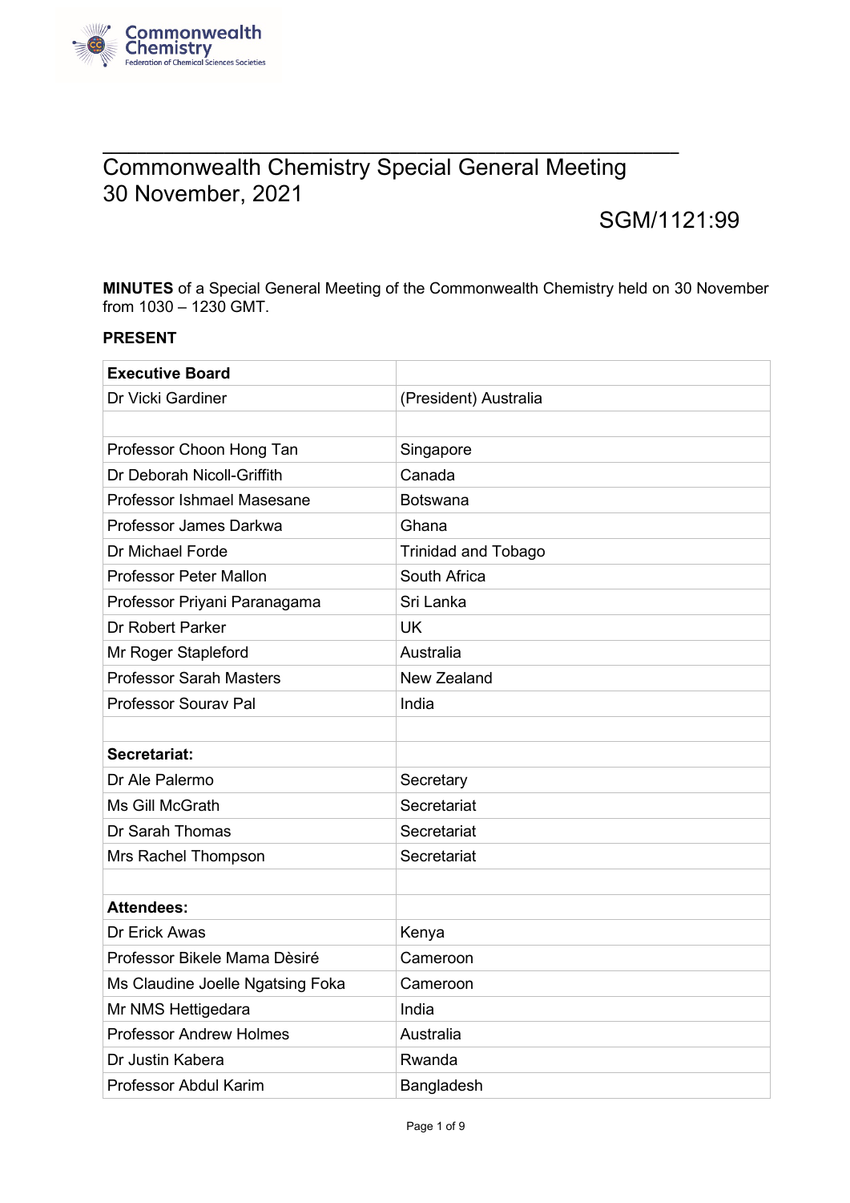# Commonwealth Chemistry Special General Meeting
# 30 November, 2021

SGM/1121:99

**MINUTES** of a Special General Meeting of the Commonwealth Chemistry held on 30 November from 1030 – 1230 GMT.

**PRESENT**

| **Executive Board** | |
|---|---|
| Dr Vicki Gardiner | (President) Australia |
| | |
| Professor Choon Hong Tan | Singapore |
| Dr Deborah Nicoll-Griffith | Canada |
| Professor Ishmael Masesane | Botswana |
| Professor James Darkwa | Ghana |
| Dr Michael Forde | Trinidad and Tobago |
| Professor Peter Mallon | South Africa |
| Professor Priyani Paranagama | Sri Lanka |
| Dr Robert Parker | UK |
| Mr Roger Stapleford | Australia |
| Professor Sarah Masters | New Zealand |
| Professor Sourav Pal | India |
| | |
| **Secretariat:** | |
| Dr Ale Palermo | Secretary |
| Ms Gill McGrath | Secretariat |
| Dr Sarah Thomas | Secretariat |
| Mrs Rachel Thompson | Secretariat |
| | |
| **Attendees:** | |
| Dr Erick Awas | Kenya |
| Professor Bikele Mama Dèsiré | Cameroon |
| Ms Claudine Joelle Ngatsing Foka | Cameroon |
| Mr NMS Hettigedara | India |
| Professor Andrew Holmes | Australia |
| Dr Justin Kabera | Rwanda |
| Professor Abdul Karim | Bangladesh |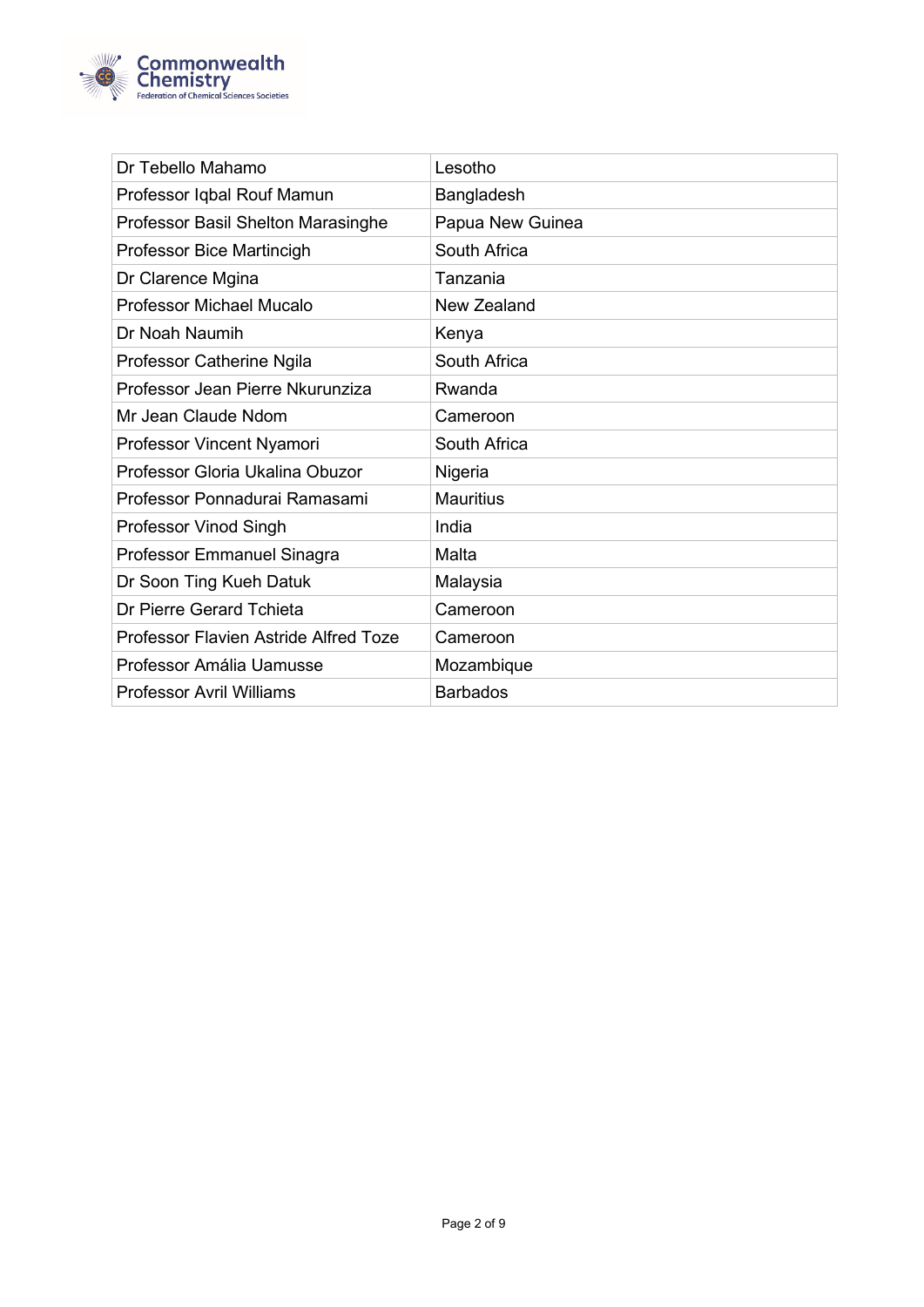| Dr Tebello Mahamo | Lesotho |
|---|---|
| Professor Iqbal Rouf Mamun | Bangladesh |
| Professor Basil Shelton Marasinghe | Papua New Guinea |
| Professor Bice Martincigh | South Africa |
| Dr Clarence Mgina | Tanzania |
| Professor Michael Mucalo | New Zealand |
| Dr Noah Naumih | Kenya |
| Professor Catherine Ngila | South Africa |
| Professor Jean Pierre Nkurunziza | Rwanda |
| Mr Jean Claude Ndom | Cameroon |
| Professor Vincent Nyamori | South Africa |
| Professor Gloria Ukalina Obuzor | Nigeria |
| Professor Ponnadurai Ramasami | Mauritius |
| Professor Vinod Singh | India |
| Professor Emmanuel Sinagra | Malta |
| Dr Soon Ting Kueh Datuk | Malaysia |
| Dr Pierre Gerard Tchieta | Cameroon |
| Professor Flavien Astride Alfred Toze | Cameroon |
| Professor Amália Uamusse | Mozambique |
| Professor Avril Williams | Barbados |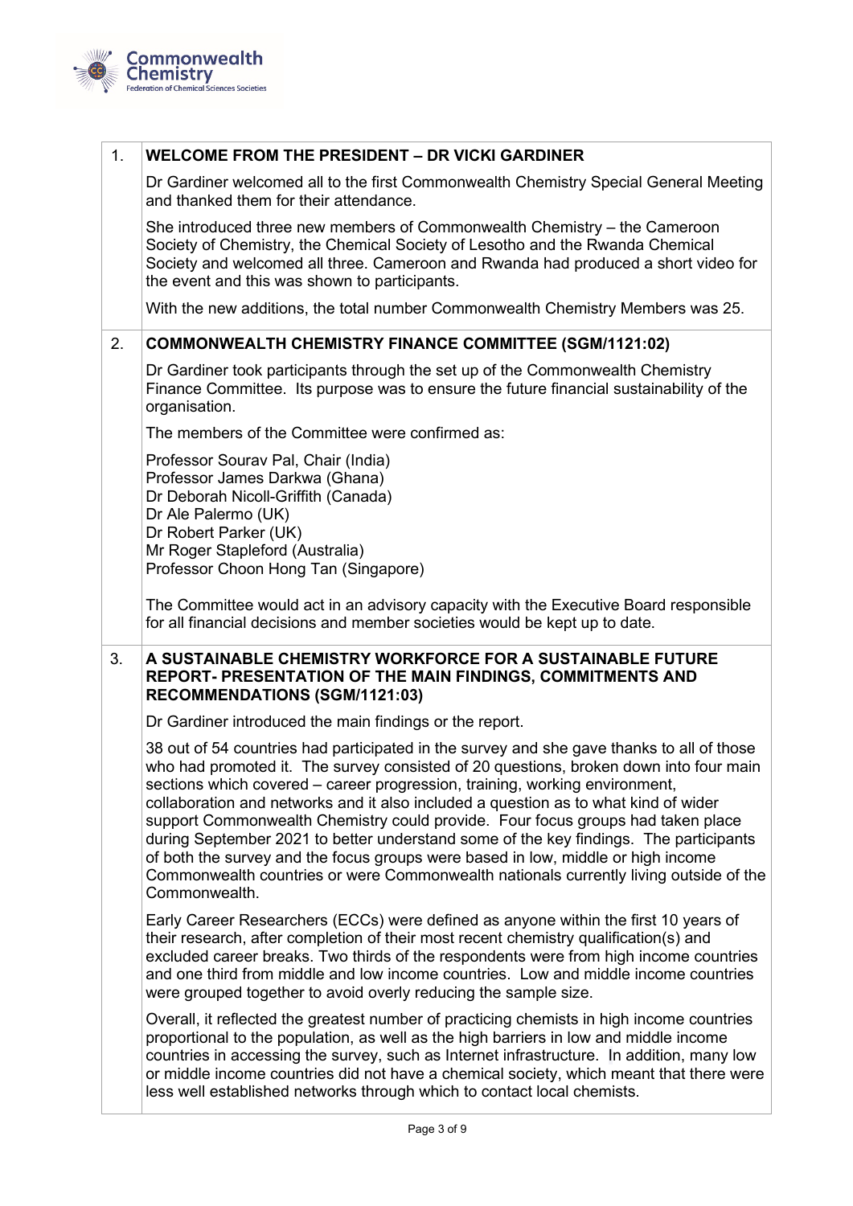## 1. WELCOME FROM THE PRESIDENT – DR VICKI GARDINER

Dr Gardiner welcomed all to the first Commonwealth Chemistry Special General Meeting and thanked them for their attendance.

She introduced three new members of Commonwealth Chemistry – the Cameroon Society of Chemistry, the Chemical Society of Lesotho and the Rwanda Chemical Society and welcomed all three. Cameroon and Rwanda had produced a short video for the event and this was shown to participants.

With the new additions, the total number Commonwealth Chemistry Members was 25.

## 2. COMMONWEALTH CHEMISTRY FINANCE COMMITTEE (SGM/1121:02)

Dr Gardiner took participants through the set up of the Commonwealth Chemistry Finance Committee. Its purpose was to ensure the future financial sustainability of the organisation.

The members of the Committee were confirmed as:

Professor Sourav Pal, Chair (India)
Professor James Darkwa (Ghana)
Dr Deborah Nicoll-Griffith (Canada)
Dr Ale Palermo (UK)
Dr Robert Parker (UK)
Mr Roger Stapleford (Australia)
Professor Choon Hong Tan (Singapore)

The Committee would act in an advisory capacity with the Executive Board responsible for all financial decisions and member societies would be kept up to date.

## 3. A SUSTAINABLE CHEMISTRY WORKFORCE FOR A SUSTAINABLE FUTURE REPORT- PRESENTATION OF THE MAIN FINDINGS, COMMITMENTS AND RECOMMENDATIONS (SGM/1121:03)

Dr Gardiner introduced the main findings or the report.

38 out of 54 countries had participated in the survey and she gave thanks to all of those who had promoted it. The survey consisted of 20 questions, broken down into four main sections which covered – career progression, training, working environment, collaboration and networks and it also included a question as to what kind of wider support Commonwealth Chemistry could provide. Four focus groups had taken place during September 2021 to better understand some of the key findings. The participants of both the survey and the focus groups were based in low, middle or high income Commonwealth countries or were Commonwealth nationals currently living outside of the Commonwealth.

Early Career Researchers (ECCs) were defined as anyone within the first 10 years of their research, after completion of their most recent chemistry qualification(s) and excluded career breaks. Two thirds of the respondents were from high income countries and one third from middle and low income countries. Low and middle income countries were grouped together to avoid overly reducing the sample size.

Overall, it reflected the greatest number of practicing chemists in high income countries proportional to the population, as well as the high barriers in low and middle income countries in accessing the survey, such as Internet infrastructure. In addition, many low or middle income countries did not have a chemical society, which meant that there were less well established networks through which to contact local chemists.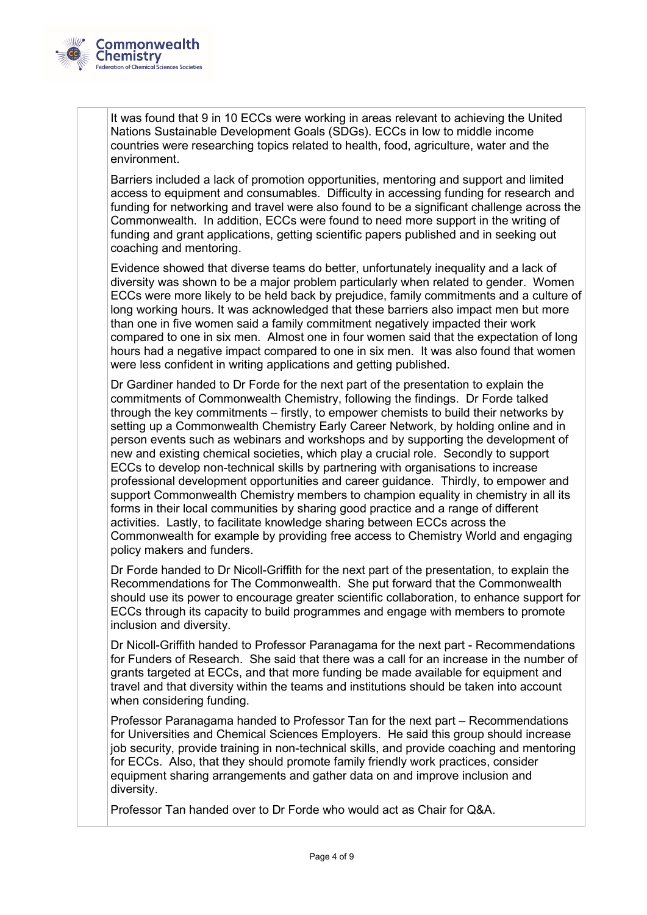It was found that 9 in 10 ECCs were working in areas relevant to achieving the United Nations Sustainable Development Goals (SDGs). ECCs in low to middle income countries were researching topics related to health, food, agriculture, water and the environment.

Barriers included a lack of promotion opportunities, mentoring and support and limited access to equipment and consumables. Difficulty in accessing funding for research and funding for networking and travel were also found to be a significant challenge across the Commonwealth. In addition, ECCs were found to need more support in the writing of funding and grant applications, getting scientific papers published and in seeking out coaching and mentoring.

Evidence showed that diverse teams do better, unfortunately inequality and a lack of diversity was shown to be a major problem particularly when related to gender. Women ECCs were more likely to be held back by prejudice, family commitments and a culture of long working hours. It was acknowledged that these barriers also impact men but more than one in five women said a family commitment negatively impacted their work compared to one in six men. Almost one in four women said that the expectation of long hours had a negative impact compared to one in six men. It was also found that women were less confident in writing applications and getting published.

Dr Gardiner handed to Dr Forde for the next part of the presentation to explain the commitments of Commonwealth Chemistry, following the findings. Dr Forde talked through the key commitments – firstly, to empower chemists to build their networks by setting up a Commonwealth Chemistry Early Career Network, by holding online and in person events such as webinars and workshops and by supporting the development of new and existing chemical societies, which play a crucial role. Secondly to support ECCs to develop non-technical skills by partnering with organisations to increase professional development opportunities and career guidance. Thirdly, to empower and support Commonwealth Chemistry members to champion equality in chemistry in all its forms in their local communities by sharing good practice and a range of different activities. Lastly, to facilitate knowledge sharing between ECCs across the Commonwealth for example by providing free access to Chemistry World and engaging policy makers and funders.

Dr Forde handed to Dr Nicoll-Griffith for the next part of the presentation, to explain the Recommendations for The Commonwealth. She put forward that the Commonwealth should use its power to encourage greater scientific collaboration, to enhance support for ECCs through its capacity to build programmes and engage with members to promote inclusion and diversity.

Dr Nicoll-Griffith handed to Professor Paranagama for the next part - Recommendations for Funders of Research. She said that there was a call for an increase in the number of grants targeted at ECCs, and that more funding be made available for equipment and travel and that diversity within the teams and institutions should be taken into account when considering funding.

Professor Paranagama handed to Professor Tan for the next part – Recommendations for Universities and Chemical Sciences Employers. He said this group should increase job security, provide training in non-technical skills, and provide coaching and mentoring for ECCs. Also, that they should promote family friendly work practices, consider equipment sharing arrangements and gather data on and improve inclusion and diversity.

Professor Tan handed over to Dr Forde who would act as Chair for Q&A.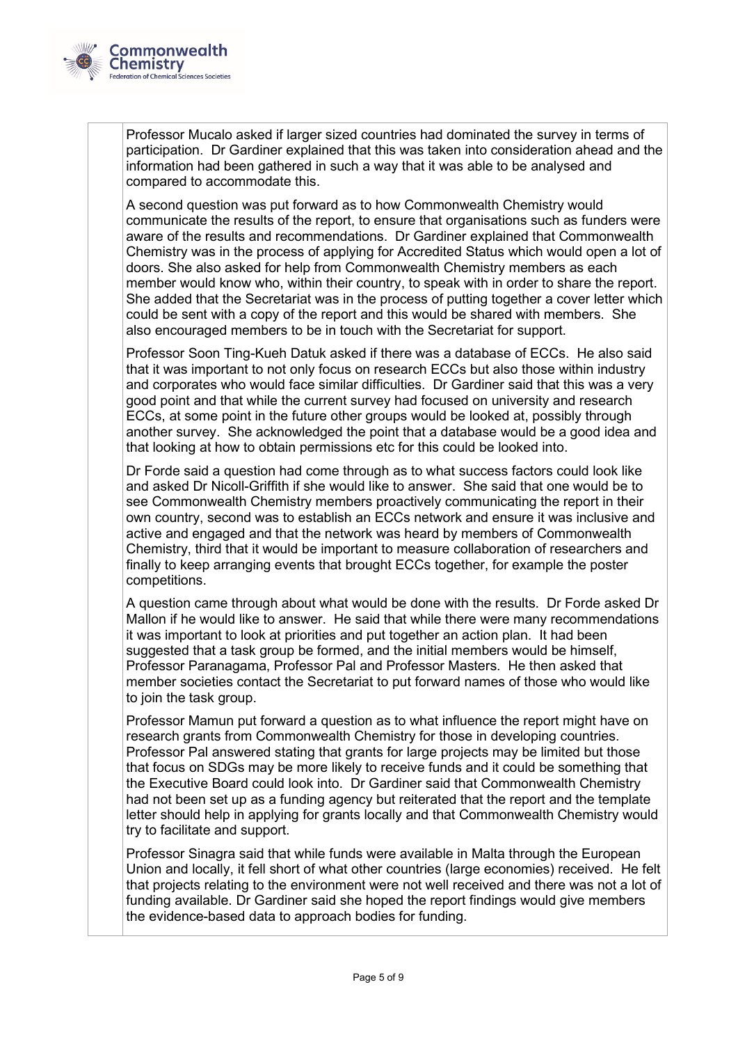Professor Mucalo asked if larger sized countries had dominated the survey in terms of participation. Dr Gardiner explained that this was taken into consideration ahead and the information had been gathered in such a way that it was able to be analysed and compared to accommodate this.

A second question was put forward as to how Commonwealth Chemistry would communicate the results of the report, to ensure that organisations such as funders were aware of the results and recommendations. Dr Gardiner explained that Commonwealth Chemistry was in the process of applying for Accredited Status which would open a lot of doors. She also asked for help from Commonwealth Chemistry members as each member would know who, within their country, to speak with in order to share the report. She added that the Secretariat was in the process of putting together a cover letter which could be sent with a copy of the report and this would be shared with members. She also encouraged members to be in touch with the Secretariat for support.

Professor Soon Ting-Kueh Datuk asked if there was a database of ECCs. He also said that it was important to not only focus on research ECCs but also those within industry and corporates who would face similar difficulties. Dr Gardiner said that this was a very good point and that while the current survey had focused on university and research ECCs, at some point in the future other groups would be looked at, possibly through another survey. She acknowledged the point that a database would be a good idea and that looking at how to obtain permissions etc for this could be looked into.

Dr Forde said a question had come through as to what success factors could look like and asked Dr Nicoll-Griffith if she would like to answer. She said that one would be to see Commonwealth Chemistry members proactively communicating the report in their own country, second was to establish an ECCs network and ensure it was inclusive and active and engaged and that the network was heard by members of Commonwealth Chemistry, third that it would be important to measure collaboration of researchers and finally to keep arranging events that brought ECCs together, for example the poster competitions.

A question came through about what would be done with the results. Dr Forde asked Dr Mallon if he would like to answer. He said that while there were many recommendations it was important to look at priorities and put together an action plan. It had been suggested that a task group be formed, and the initial members would be himself, Professor Paranagama, Professor Pal and Professor Masters. He then asked that member societies contact the Secretariat to put forward names of those who would like to join the task group.

Professor Mamun put forward a question as to what influence the report might have on research grants from Commonwealth Chemistry for those in developing countries. Professor Pal answered stating that grants for large projects may be limited but those that focus on SDGs may be more likely to receive funds and it could be something that the Executive Board could look into. Dr Gardiner said that Commonwealth Chemistry had not been set up as a funding agency but reiterated that the report and the template letter should help in applying for grants locally and that Commonwealth Chemistry would try to facilitate and support.

Professor Sinagra said that while funds were available in Malta through the European Union and locally, it fell short of what other countries (large economies) received. He felt that projects relating to the environment were not well received and there was not a lot of funding available. Dr Gardiner said she hoped the report findings would give members the evidence-based data to approach bodies for funding.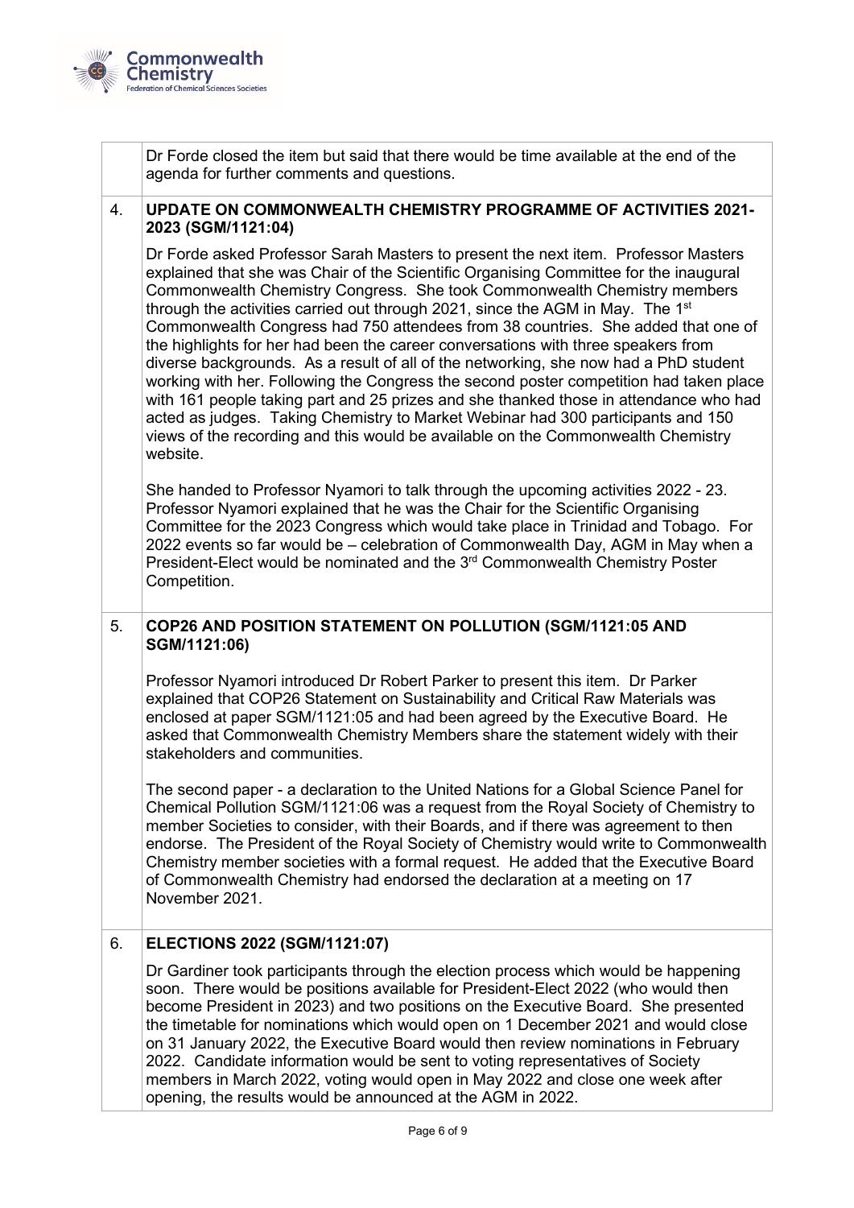| | |
|---|---|
| | Dr Forde closed the item but said that there would be time available at the end of the agenda for further comments and questions. |
| 4. | **UPDATE ON COMMONWEALTH CHEMISTRY PROGRAMME OF ACTIVITIES 2021-2023 (SGM/1121:04)**<br><br>Dr Forde asked Professor Sarah Masters to present the next item. Professor Masters explained that she was Chair of the Scientific Organising Committee for the inaugural Commonwealth Chemistry Congress. She took Commonwealth Chemistry members through the activities carried out through 2021, since the AGM in May. The 1st Commonwealth Congress had 750 attendees from 38 countries. She added that one of the highlights for her had been the career conversations with three speakers from diverse backgrounds. As a result of all of the networking, she now had a PhD student working with her. Following the Congress the second poster competition had taken place with 161 people taking part and 25 prizes and she thanked those in attendance who had acted as judges. Taking Chemistry to Market Webinar had 300 participants and 150 views of the recording and this would be available on the Commonwealth Chemistry website.<br><br>She handed to Professor Nyamori to talk through the upcoming activities 2022 - 23. Professor Nyamori explained that he was the Chair for the Scientific Organising Committee for the 2023 Congress which would take place in Trinidad and Tobago. For 2022 events so far would be – celebration of Commonwealth Day, AGM in May when a President-Elect would be nominated and the 3rd Commonwealth Chemistry Poster Competition. |
| 5. | **COP26 AND POSITION STATEMENT ON POLLUTION (SGM/1121:05 AND SGM/1121:06)**<br><br>Professor Nyamori introduced Dr Robert Parker to present this item. Dr Parker explained that COP26 Statement on Sustainability and Critical Raw Materials was enclosed at paper SGM/1121:05 and had been agreed by the Executive Board. He asked that Commonwealth Chemistry Members share the statement widely with their stakeholders and communities.<br><br>The second paper - a declaration to the United Nations for a Global Science Panel for Chemical Pollution SGM/1121:06 was a request from the Royal Society of Chemistry to member Societies to consider, with their Boards, and if there was agreement to then endorse. The President of the Royal Society of Chemistry would write to Commonwealth Chemistry member societies with a formal request. He added that the Executive Board of Commonwealth Chemistry had endorsed the declaration at a meeting on 17 November 2021. |
| 6. | **ELECTIONS 2022 (SGM/1121:07)**<br><br>Dr Gardiner took participants through the election process which would be happening soon. There would be positions available for President-Elect 2022 (who would then become President in 2023) and two positions on the Executive Board. She presented the timetable for nominations which would open on 1 December 2021 and would close on 31 January 2022, the Executive Board would then review nominations in February 2022. Candidate information would be sent to voting representatives of Society members in March 2022, voting would open in May 2022 and close one week after opening, the results would be announced at the AGM in 2022. |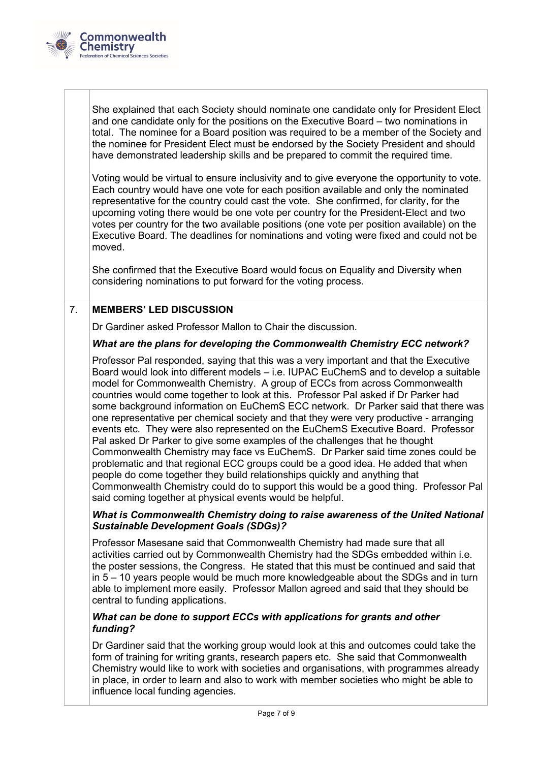She explained that each Society should nominate one candidate only for President Elect and one candidate only for the positions on the Executive Board – two nominations in total. The nominee for a Board position was required to be a member of the Society and the nominee for President Elect must be endorsed by the Society President and should have demonstrated leadership skills and be prepared to commit the required time.

Voting would be virtual to ensure inclusivity and to give everyone the opportunity to vote. Each country would have one vote for each position available and only the nominated representative for the country could cast the vote. She confirmed, for clarity, for the upcoming voting there would be one vote per country for the President-Elect and two votes per country for the two available positions (one vote per position available) on the Executive Board. The deadlines for nominations and voting were fixed and could not be moved.

She confirmed that the Executive Board would focus on Equality and Diversity when considering nominations to put forward for the voting process.

## 7. MEMBERS' LED DISCUSSION

Dr Gardiner asked Professor Mallon to Chair the discussion.

***What are the plans for developing the Commonwealth Chemistry ECC network?***

Professor Pal responded, saying that this was a very important and that the Executive Board would look into different models – i.e. IUPAC EuChemS and to develop a suitable model for Commonwealth Chemistry. A group of ECCs from across Commonwealth countries would come together to look at this. Professor Pal asked if Dr Parker had some background information on EuChemS ECC network. Dr Parker said that there was one representative per chemical society and that they were very productive - arranging events etc. They were also represented on the EuChemS Executive Board. Professor Pal asked Dr Parker to give some examples of the challenges that he thought Commonwealth Chemistry may face vs EuChemS. Dr Parker said time zones could be problematic and that regional ECC groups could be a good idea. He added that when people do come together they build relationships quickly and anything that Commonwealth Chemistry could do to support this would be a good thing. Professor Pal said coming together at physical events would be helpful.

***What is Commonwealth Chemistry doing to raise awareness of the United National Sustainable Development Goals (SDGs)?***

Professor Masesane said that Commonwealth Chemistry had made sure that all activities carried out by Commonwealth Chemistry had the SDGs embedded within i.e. the poster sessions, the Congress. He stated that this must be continued and said that in 5 – 10 years people would be much more knowledgeable about the SDGs and in turn able to implement more easily. Professor Mallon agreed and said that they should be central to funding applications.

***What can be done to support ECCs with applications for grants and other funding?***

Dr Gardiner said that the working group would look at this and outcomes could take the form of training for writing grants, research papers etc. She said that Commonwealth Chemistry would like to work with societies and organisations, with programmes already in place, in order to learn and also to work with member societies who might be able to influence local funding agencies.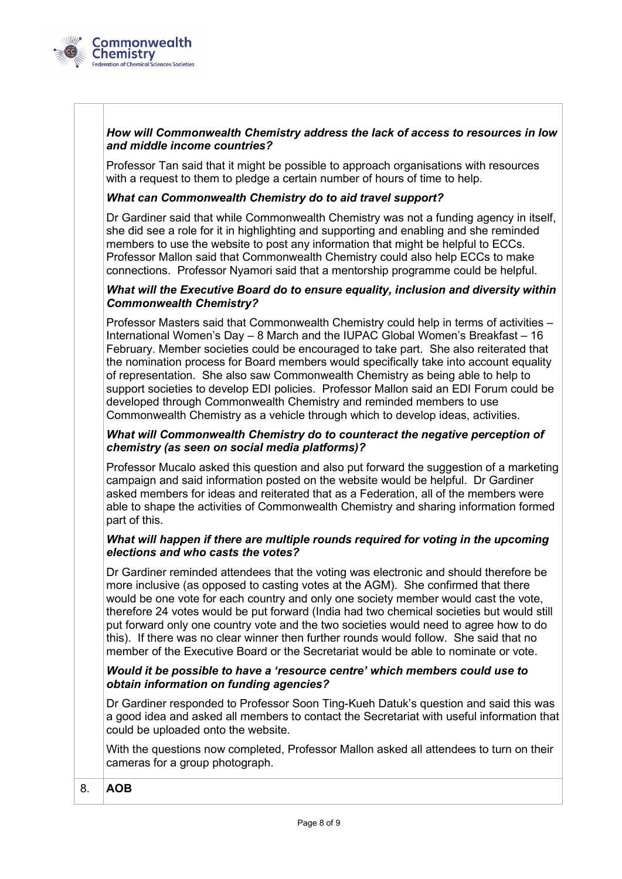***How will Commonwealth Chemistry address the lack of access to resources in low and middle income countries?***

Professor Tan said that it might be possible to approach organisations with resources with a request to them to pledge a certain number of hours of time to help.

***What can Commonwealth Chemistry do to aid travel support?***

Dr Gardiner said that while Commonwealth Chemistry was not a funding agency in itself, she did see a role for it in highlighting and supporting and enabling and she reminded members to use the website to post any information that might be helpful to ECCs. Professor Mallon said that Commonwealth Chemistry could also help ECCs to make connections. Professor Nyamori said that a mentorship programme could be helpful.

***What will the Executive Board do to ensure equality, inclusion and diversity within Commonwealth Chemistry?***

Professor Masters said that Commonwealth Chemistry could help in terms of activities – International Women's Day – 8 March and the IUPAC Global Women's Breakfast – 16 February. Member societies could be encouraged to take part. She also reiterated that the nomination process for Board members would specifically take into account equality of representation. She also saw Commonwealth Chemistry as being able to help to support societies to develop EDI policies. Professor Mallon said an EDI Forum could be developed through Commonwealth Chemistry and reminded members to use Commonwealth Chemistry as a vehicle through which to develop ideas, activities.

***What will Commonwealth Chemistry do to counteract the negative perception of chemistry (as seen on social media platforms)?***

Professor Mucalo asked this question and also put forward the suggestion of a marketing campaign and said information posted on the website would be helpful. Dr Gardiner asked members for ideas and reiterated that as a Federation, all of the members were able to shape the activities of Commonwealth Chemistry and sharing information formed part of this.

***What will happen if there are multiple rounds required for voting in the upcoming elections and who casts the votes?***

Dr Gardiner reminded attendees that the voting was electronic and should therefore be more inclusive (as opposed to casting votes at the AGM). She confirmed that there would be one vote for each country and only one society member would cast the vote, therefore 24 votes would be put forward (India had two chemical societies but would still put forward only one country vote and the two societies would need to agree how to do this). If there was no clear winner then further rounds would follow. She said that no member of the Executive Board or the Secretariat would be able to nominate or vote.

***Would it be possible to have a 'resource centre' which members could use to obtain information on funding agencies?***

Dr Gardiner responded to Professor Soon Ting-Kueh Datuk's question and said this was a good idea and asked all members to contact the Secretariat with useful information that could be uploaded onto the website.

With the questions now completed, Professor Mallon asked all attendees to turn on their cameras for a group photograph.

**8. AOB**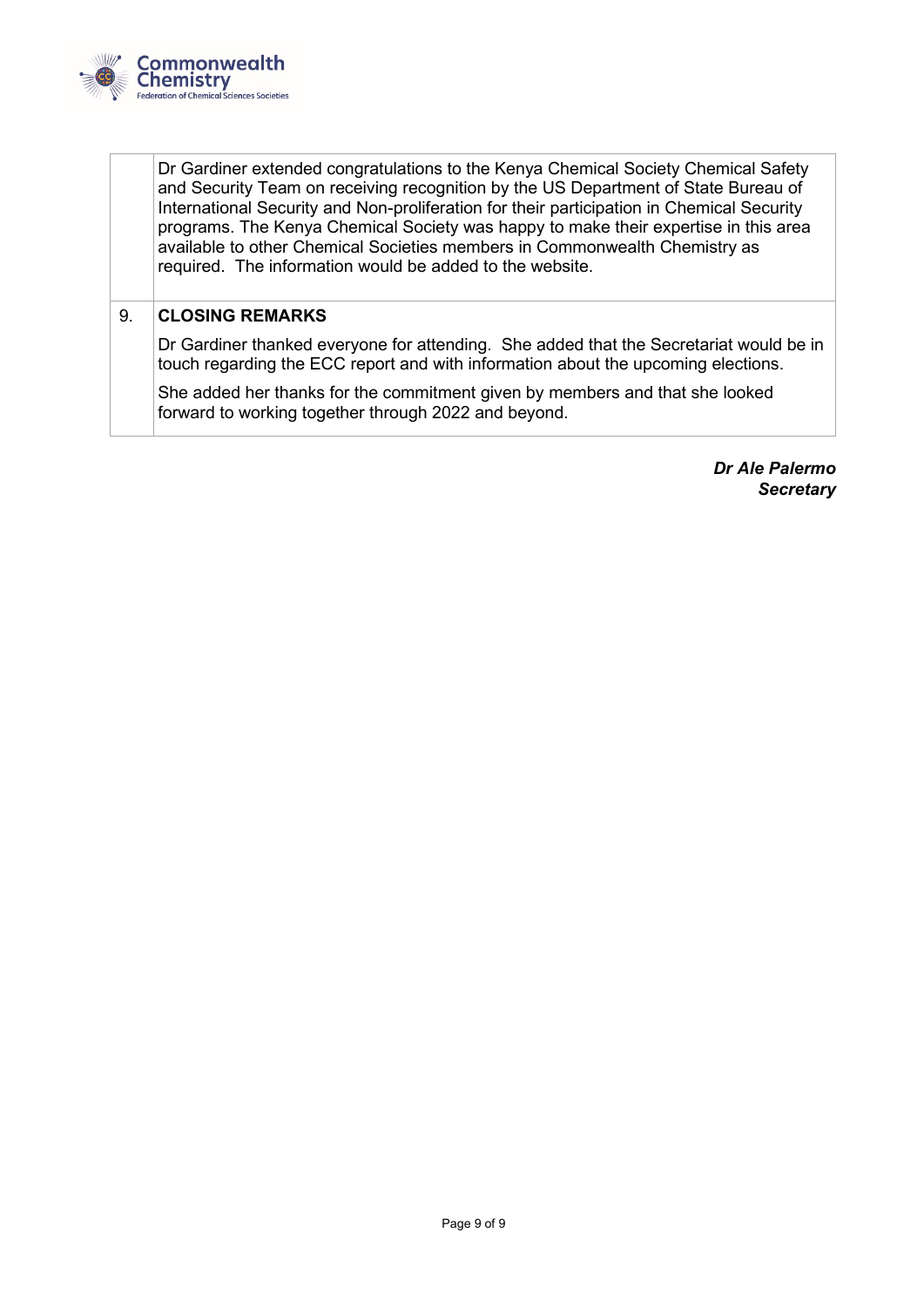| | |
|---|---|
| | Dr Gardiner extended congratulations to the Kenya Chemical Society Chemical Safety and Security Team on receiving recognition by the US Department of State Bureau of International Security and Non-proliferation for their participation in Chemical Security programs. The Kenya Chemical Society was happy to make their expertise in this area available to other Chemical Societies members in Commonwealth Chemistry as required. The information would be added to the website. |
| 9. | **CLOSING REMARKS**<br><br>Dr Gardiner thanked everyone for attending. She added that the Secretariat would be in touch regarding the ECC report and with information about the upcoming elections.<br><br>She added her thanks for the commitment given by members and that she looked forward to working together through 2022 and beyond. |

***Dr Ale Palermo***
***Secretary***